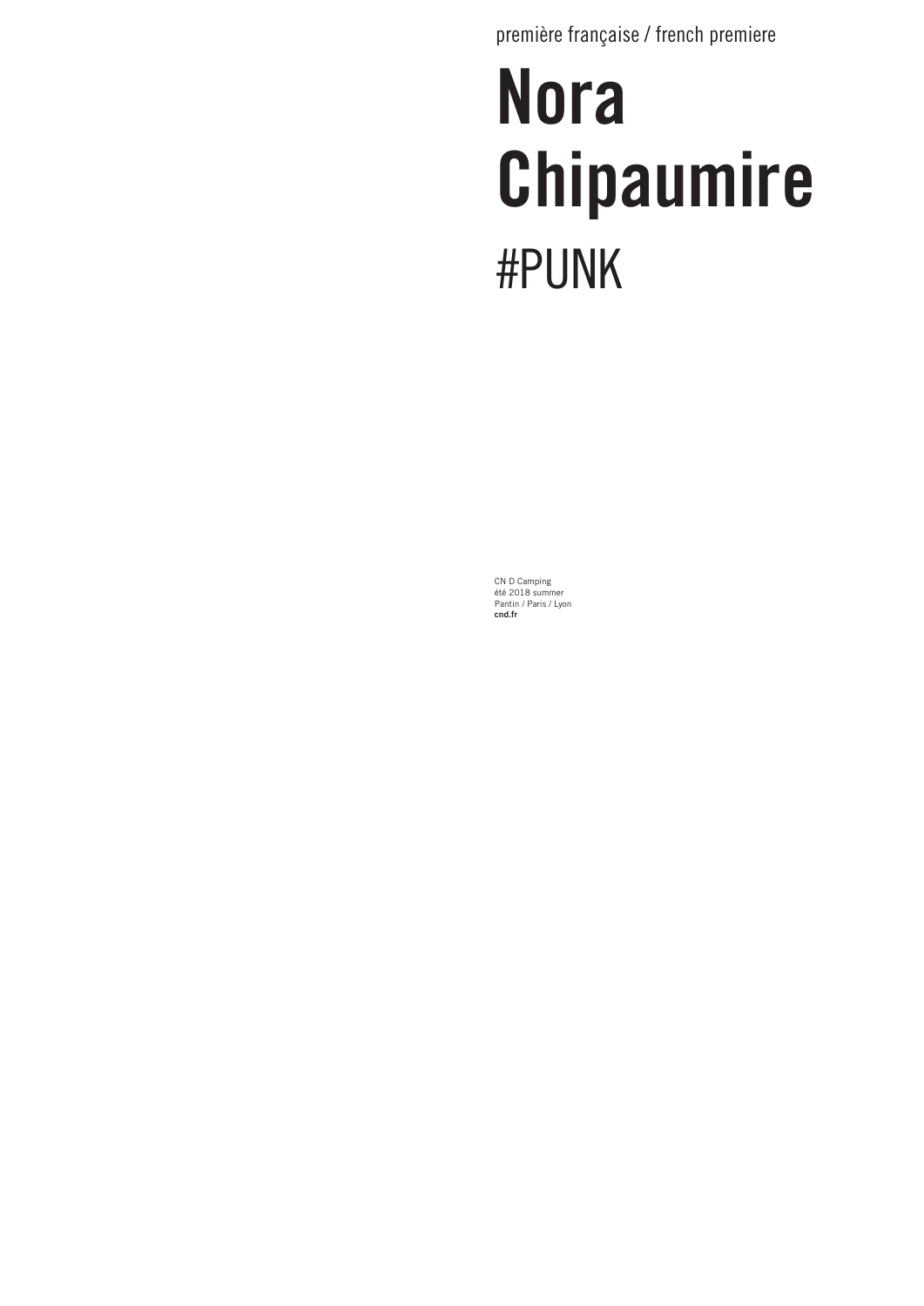première française / french premiere

# Nora Chipaumire

## #PUNK

CN D Camping
été 2018 summer
Pantin / Paris / Lyon
**cnd.fr**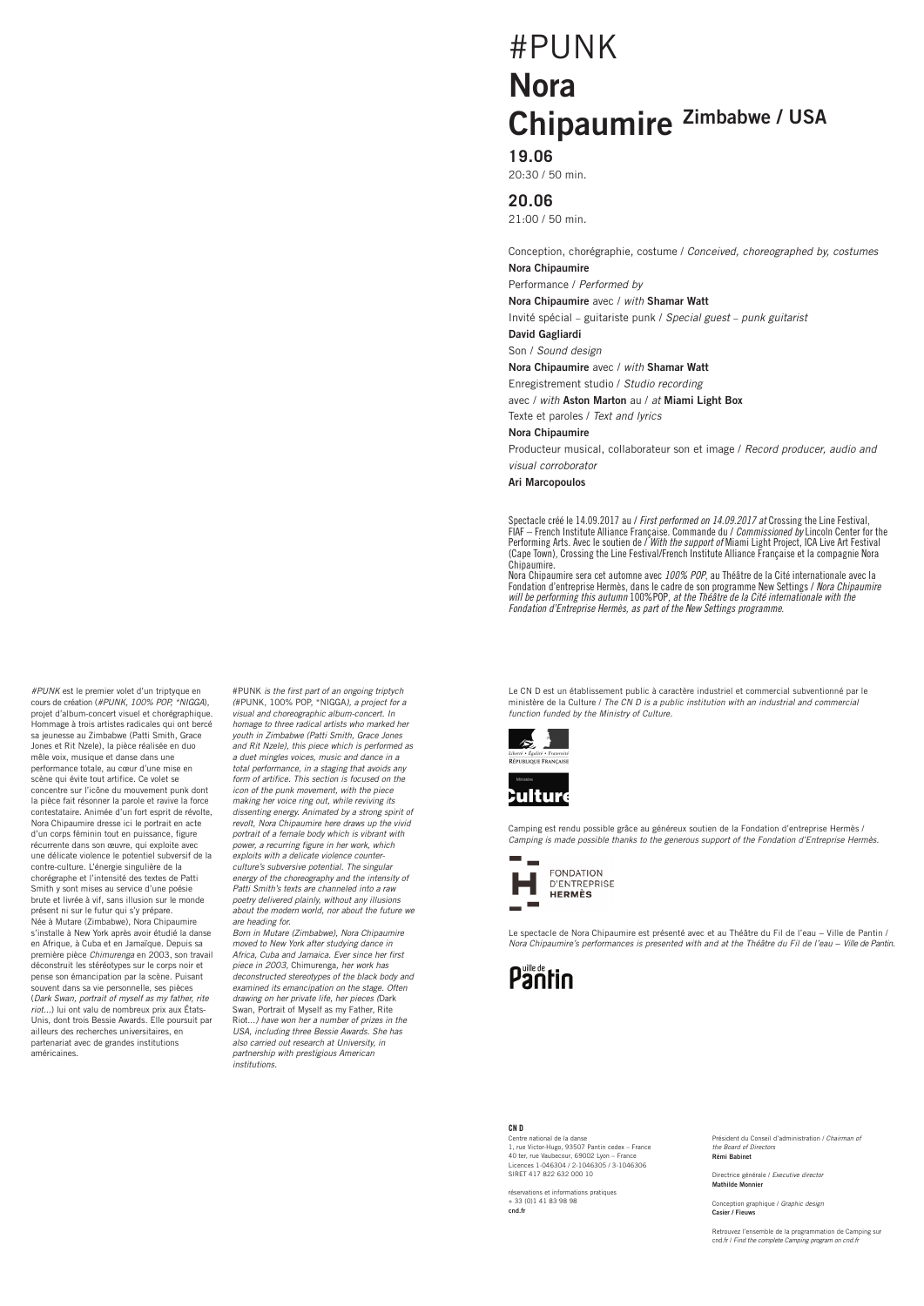# #PUNK

# Nora Chipaumire Zimbabwe / USA

**19.06**
20:30 / 50 min.

**20.06**
21:00 / 50 min.

Conception, chorégraphie, costume / *Conceived, choreographed by, costumes*
**Nora Chipaumire**
Performance / *Performed by*
**Nora Chipaumire** avec / *with* **Shamar Watt**
Invité spécial – guitariste punk / *Special guest – punk guitarist*
**David Gagliardi**
Son / *Sound design*
**Nora Chipaumire** avec / *with* **Shamar Watt**
Enregistrement studio / *Studio recording*
avec / *with* **Aston Marton** au / *at* **Miami Light Box**
Texte et paroles / *Text and lyrics*
**Nora Chipaumire**
Producteur musical, collaborateur son et image / *Record producer, audio and visual corroborator*
**Ari Marcopoulos**

Spectacle créé le 14.09.2017 au / *First performed on 14.09.2017 at* Crossing the Line Festival, FIAF – French Institute Alliance Française. Commande du / *Commissioned by* Lincoln Center for the Performing Arts. Avec le soutien de / *With the support of* Miami Light Project, ICA Live Art Festival (Cape Town), Crossing the Line Festival/French Institute Alliance Française et la compagnie Nora Chipaumire.
Nora Chipaumire sera cet automne avec *100% POP*, au Théâtre de la Cité internationale avec la Fondation d'entreprise Hermès, dans le cadre de son programme New Settings / *Nora Chipaumire will be performing this autumn* 100%POP, *at the Théâtre de la Cité internationale with the Fondation d'Entreprise Hermès, as part of the New Settings programme.*

*#PUNK* est le premier volet d'un triptyque en cours de création (*#PUNK, 100% POP, \*NIGGA*), projet d'album-concert visuel et chorégraphique. Hommage à trois artistes radicales qui ont bercé sa jeunesse au Zimbabwe (Patti Smith, Grace Jones et Rit Nzele), la pièce réalisée en duo mêle voix, musique et danse dans une performance totale, au cœur d'une mise en scène qui évite tout artifice. Ce volet se concentre sur l'icône du mouvement punk dont la pièce fait résonner la parole et ravive la force contestataire. Animée d'un fort esprit de révolte, Nora Chipaumire dresse ici le portrait en acte d'un corps féminin tout en puissance, figure récurrente dans son œuvre, qui exploite avec une délicate violence le potentiel subversif de la contre-culture. L'énergie singulière de la chorégraphe et l'intensité des textes de Patti Smith y sont mises au service d'une poésie brute et livrée à vif, sans illusion sur le monde présent ni sur le futur qui s'y prépare.
Née à Mutare (Zimbabwe), Nora Chipaumire s'installe à New York après avoir étudié la danse en Afrique, à Cuba et en Jamaïque. Depuis sa première pièce *Chimurenga* en 2003, son travail déconstruit les stéréotypes sur le corps noir et pense son émancipation par la scène. Puisant souvent dans sa vie personnelle, ses pièces (*Dark Swan, portrait of myself as my father, rite riot*...) lui ont valu de nombreux prix aux États-Unis, dont trois Bessie Awards. Elle poursuit par ailleurs des recherches universitaires, en partenariat avec de grandes institutions américaines.

#PUNK *is the first part of an ongoing triptych (*#PUNK, 100% POP, \*NIGGA*), a project for a visual and choreographic album-concert. In homage to three radical artists who marked her youth in Zimbabwe (Patti Smith, Grace Jones and Rit Nzele), this piece which is performed as a duet mingles voices, music and dance in a total performance, in a staging that avoids any form of artifice. This section is focused on the icon of the punk movement, with the piece making her voice ring out, while reviving its dissenting energy. Animated by a strong spirit of revolt, Nora Chipaumire here draws up the vivid portrait of a female body which is vibrant with power, a recurring figure in her work, which exploits with a delicate violence counter-culture's subversive potential. The singular energy of the choreography and the intensity of Patti Smith's texts are channeled into a raw poetry delivered plainly, without any illusions about the modern world, nor about the future we are heading for.*
*Born in Mutare (Zimbabwe), Nora Chipaumire moved to New York after studying dance in Africa, Cuba and Jamaica. Ever since her first piece in 2003,* Chimurenga*, her work has deconstructed stereotypes of the black body and examined its emancipation on the stage. Often drawing on her private life, her pieces (*Dark Swan, Portrait of Myself as my Father, Rite Riot...*) have won her a number of prizes in the USA, including three Bessie Awards. She has also carried out research at University, in partnership with prestigious American institutions.*

Le CN D est un établissement public à caractère industriel et commercial subventionné par le ministère de la Culture / *The CN D is a public institution with an industrial and commercial function funded by the Ministry of Culture.*

Liberté • Égalité • Fraternité
RÉPUBLIQUE FRANÇAISE

Ministère
Culture

Camping est rendu possible grâce au généreux soutien de la Fondation d'entreprise Hermès / *Camping is made possible thanks to the generous support of the Fondation d'Entreprise Hermès.*

FONDATION D'ENTREPRISE HERMÈS

Le spectacle de Nora Chipaumire est présenté avec et au Théâtre du Fil de l'eau – Ville de Pantin / *Nora Chipaumire's performances is presented with and at the Théâtre du Fil de l'eau – Ville de Pantin.*

Ville de Pantin

**CN D**
Centre national de la danse
1, rue Victor-Hugo, 93507 Pantin cedex – France
40 ter, rue Vaubecour, 69002 Lyon – France
Licences 1-046304 / 2-1046305 / 3-1046306
SIRET 417 822 632 000 10

réservations et informations pratiques
+ 33 (0)1 41 83 98 98
**cnd.fr**

Président du Conseil d'administration / *Chairman of the Board of Directors*
**Rémi Babinet**

Directrice générale / *Executive director*
**Mathilde Monnier**

Conception graphique / *Graphic design*
**Casier / Fieuws**

Retrouvez l'ensemble de la programmation de Camping sur cnd.fr / *Find the complete Camping program on cnd.fr*